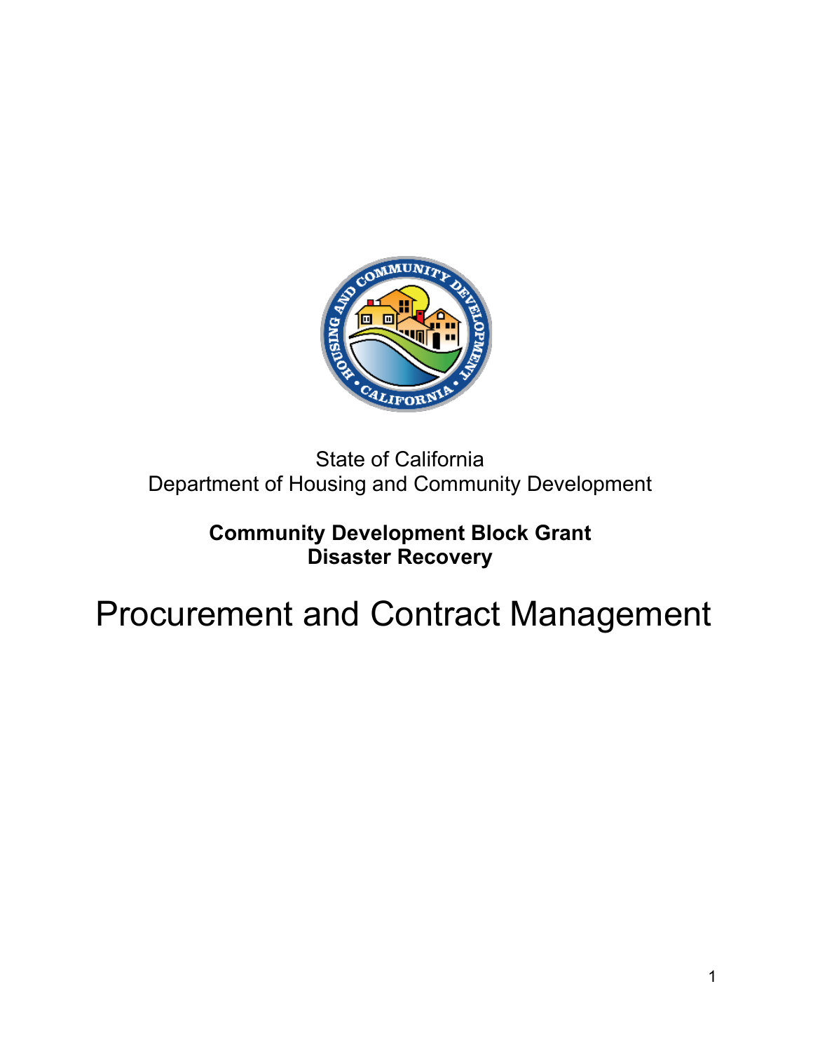State of California
Department of Housing and Community Development

**Community Development Block Grant**
**Disaster Recovery**

# Procurement and Contract Management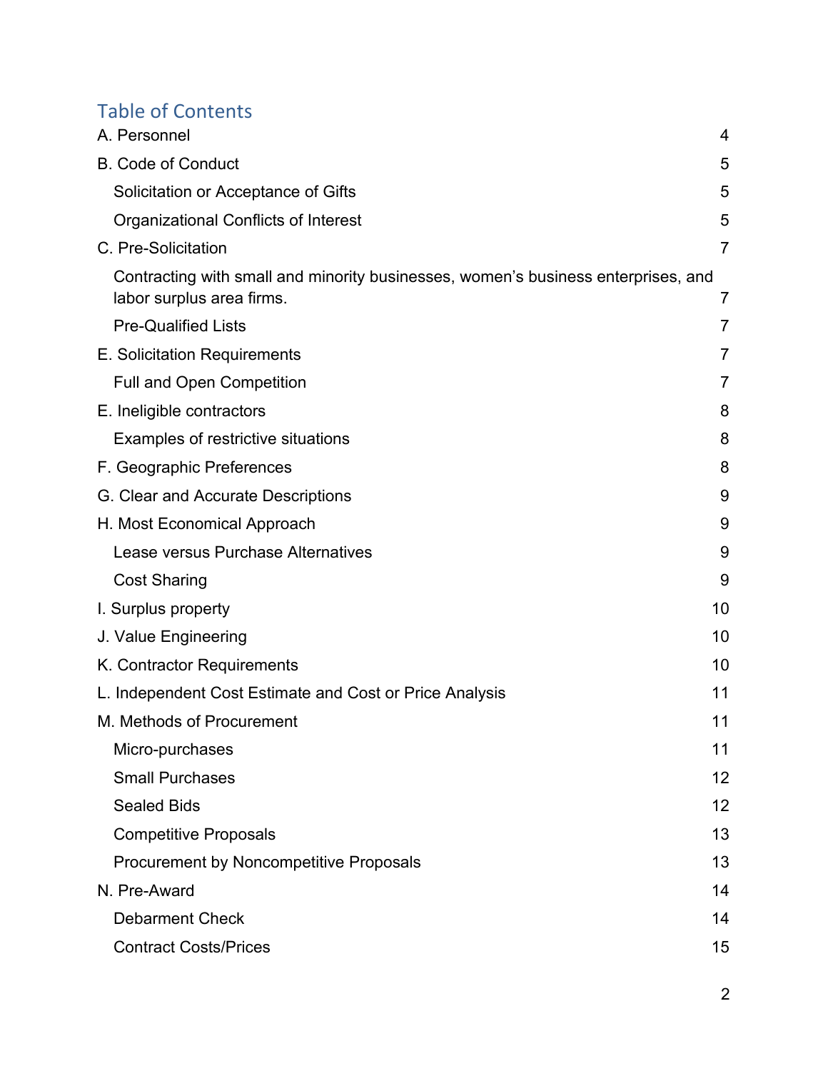## Table of Contents

A. Personnel 4

B. Code of Conduct 5

- Solicitation or Acceptance of Gifts 5
- Organizational Conflicts of Interest 5

C. Pre-Solicitation 7

- Contracting with small and minority businesses, women's business enterprises, and labor surplus area firms. 7
- Pre-Qualified Lists 7

E. Solicitation Requirements 7

- Full and Open Competition 7

E. Ineligible contractors 8

- Examples of restrictive situations 8

F. Geographic Preferences 8

G. Clear and Accurate Descriptions 9

H. Most Economical Approach 9

- Lease versus Purchase Alternatives 9
- Cost Sharing 9

I. Surplus property 10

J. Value Engineering 10

K. Contractor Requirements 10

L. Independent Cost Estimate and Cost or Price Analysis 11

M. Methods of Procurement 11

- Micro-purchases 11
- Small Purchases 12
- Sealed Bids 12
- Competitive Proposals 13
- Procurement by Noncompetitive Proposals 13

N. Pre-Award 14

- Debarment Check 14
- Contract Costs/Prices 15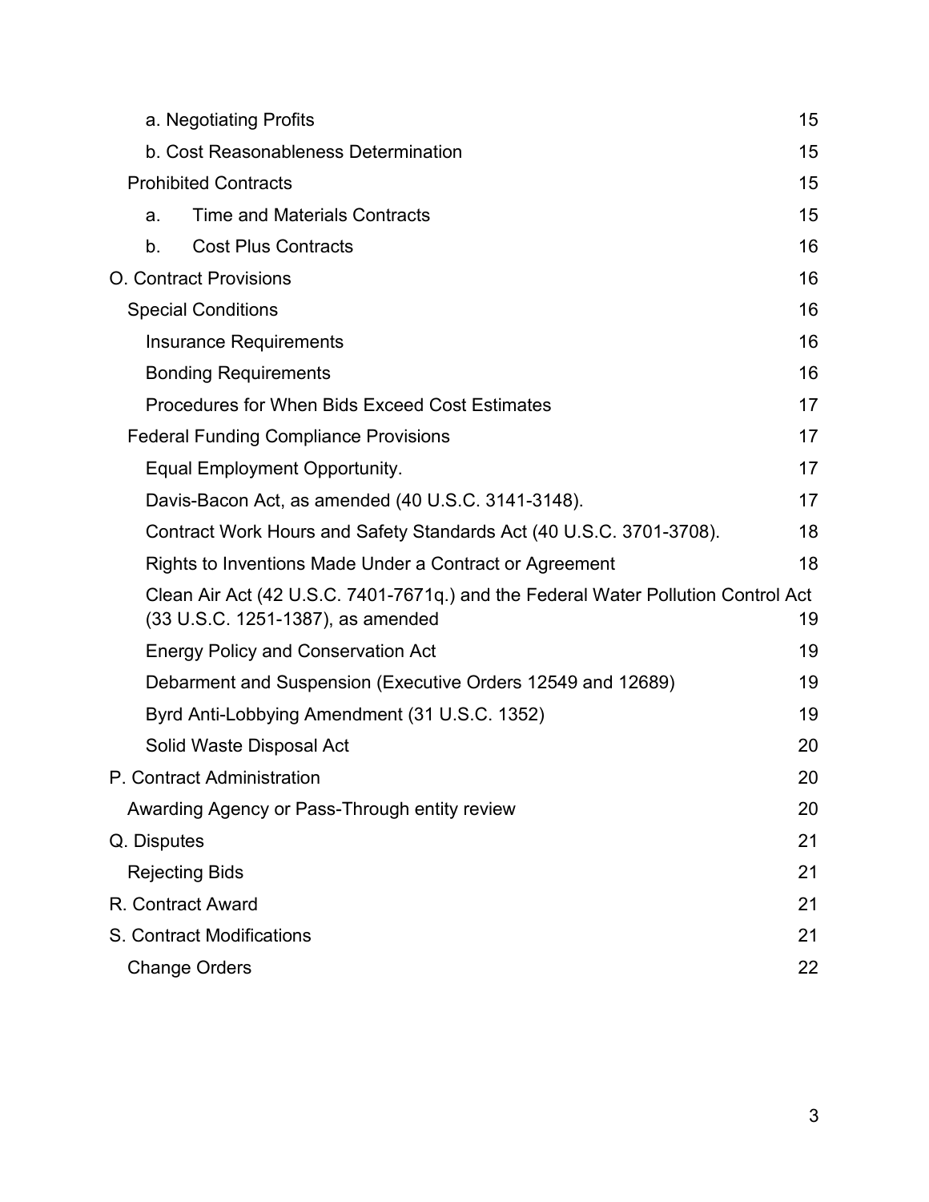- a. Negotiating Profits 15
- b. Cost Reasonableness Determination 15
- Prohibited Contracts 15
  - a. Time and Materials Contracts 15
  - b. Cost Plus Contracts 16

O. Contract Provisions 16

- Special Conditions 16
  - Insurance Requirements 16
  - Bonding Requirements 16
  - Procedures for When Bids Exceed Cost Estimates 17
- Federal Funding Compliance Provisions 17
  - Equal Employment Opportunity. 17
  - Davis-Bacon Act, as amended (40 U.S.C. 3141-3148). 17
  - Contract Work Hours and Safety Standards Act (40 U.S.C. 3701-3708). 18
  - Rights to Inventions Made Under a Contract or Agreement 18
  - Clean Air Act (42 U.S.C. 7401-7671q.) and the Federal Water Pollution Control Act (33 U.S.C. 1251-1387), as amended 19
  - Energy Policy and Conservation Act 19
  - Debarment and Suspension (Executive Orders 12549 and 12689) 19
  - Byrd Anti-Lobbying Amendment (31 U.S.C. 1352) 19
  - Solid Waste Disposal Act 20

P. Contract Administration 20

- Awarding Agency or Pass-Through entity review 20

Q. Disputes 21

- Rejecting Bids 21

R. Contract Award 21

S. Contract Modifications 21

- Change Orders 22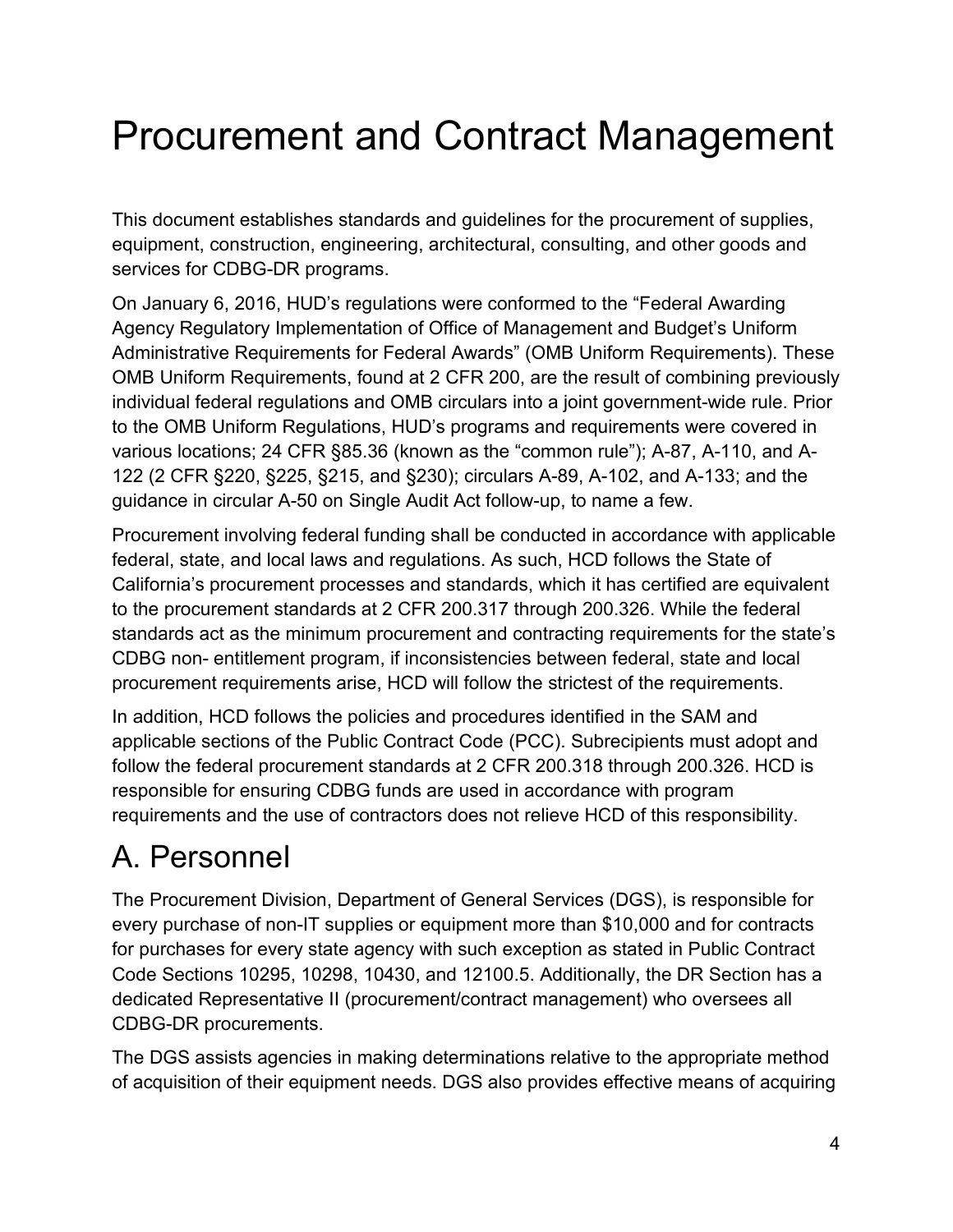# Procurement and Contract Management

This document establishes standards and guidelines for the procurement of supplies, equipment, construction, engineering, architectural, consulting, and other goods and services for CDBG-DR programs.

On January 6, 2016, HUD's regulations were conformed to the "Federal Awarding Agency Regulatory Implementation of Office of Management and Budget's Uniform Administrative Requirements for Federal Awards" (OMB Uniform Requirements). These OMB Uniform Requirements, found at 2 CFR 200, are the result of combining previously individual federal regulations and OMB circulars into a joint government-wide rule. Prior to the OMB Uniform Regulations, HUD's programs and requirements were covered in various locations; 24 CFR §85.36 (known as the "common rule"); A-87, A-110, and A-122 (2 CFR §220, §225, §215, and §230); circulars A-89, A-102, and A-133; and the guidance in circular A-50 on Single Audit Act follow-up, to name a few.

Procurement involving federal funding shall be conducted in accordance with applicable federal, state, and local laws and regulations. As such, HCD follows the State of California's procurement processes and standards, which it has certified are equivalent to the procurement standards at 2 CFR 200.317 through 200.326. While the federal standards act as the minimum procurement and contracting requirements for the state's CDBG non- entitlement program, if inconsistencies between federal, state and local procurement requirements arise, HCD will follow the strictest of the requirements.

In addition, HCD follows the policies and procedures identified in the SAM and applicable sections of the Public Contract Code (PCC). Subrecipients must adopt and follow the federal procurement standards at 2 CFR 200.318 through 200.326. HCD is responsible for ensuring CDBG funds are used in accordance with program requirements and the use of contractors does not relieve HCD of this responsibility.

## A. Personnel

The Procurement Division, Department of General Services (DGS), is responsible for every purchase of non-IT supplies or equipment more than $10,000 and for contracts for purchases for every state agency with such exception as stated in Public Contract Code Sections 10295, 10298, 10430, and 12100.5. Additionally, the DR Section has a dedicated Representative II (procurement/contract management) who oversees all CDBG-DR procurements.

The DGS assists agencies in making determinations relative to the appropriate method of acquisition of their equipment needs. DGS also provides effective means of acquiring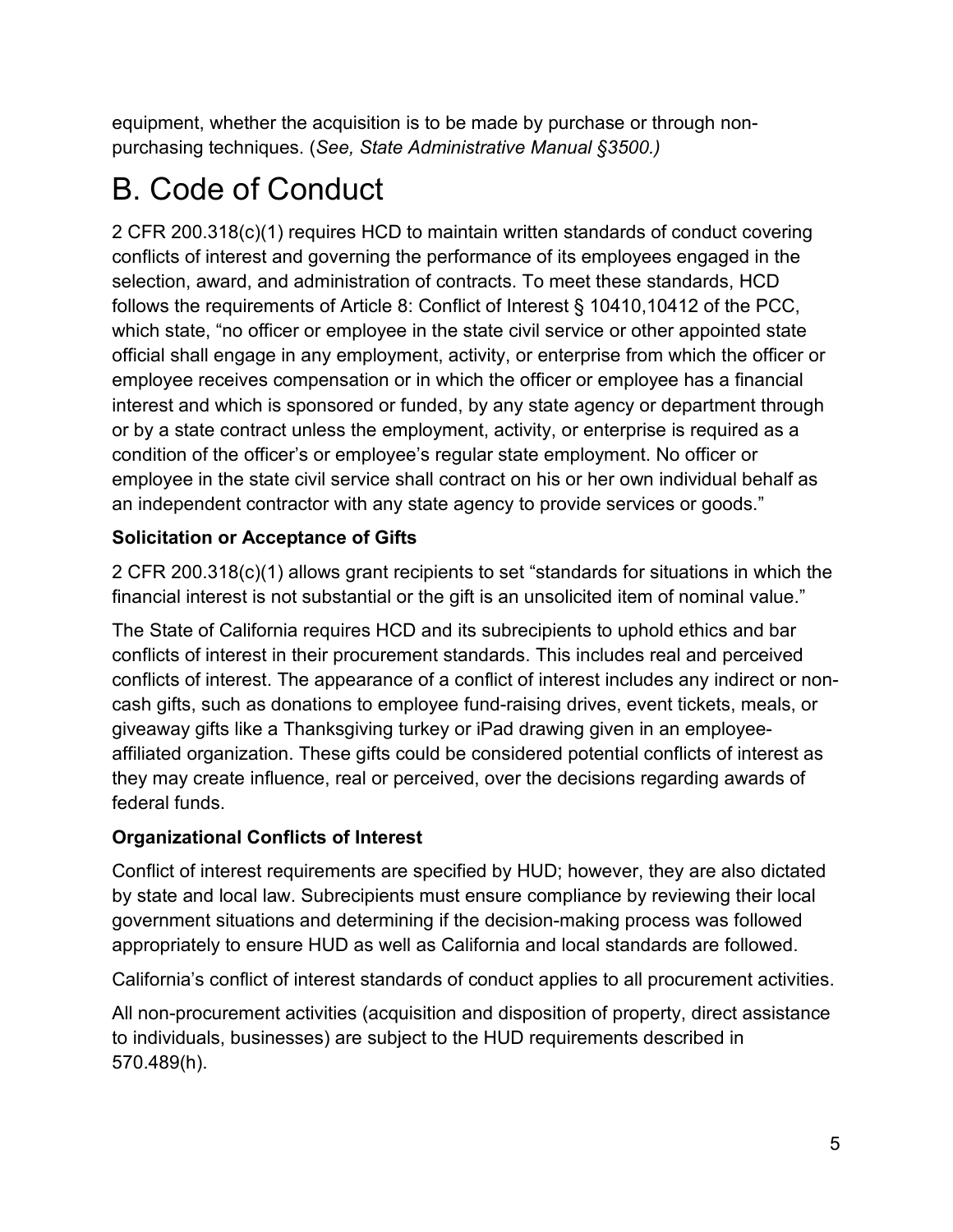equipment, whether the acquisition is to be made by purchase or through non-purchasing techniques. (*See, State Administrative Manual §3500.)*

# B. Code of Conduct

2 CFR 200.318(c)(1) requires HCD to maintain written standards of conduct covering conflicts of interest and governing the performance of its employees engaged in the selection, award, and administration of contracts. To meet these standards, HCD follows the requirements of Article 8: Conflict of Interest § 10410,10412 of the PCC, which state, "no officer or employee in the state civil service or other appointed state official shall engage in any employment, activity, or enterprise from which the officer or employee receives compensation or in which the officer or employee has a financial interest and which is sponsored or funded, by any state agency or department through or by a state contract unless the employment, activity, or enterprise is required as a condition of the officer's or employee's regular state employment. No officer or employee in the state civil service shall contract on his or her own individual behalf as an independent contractor with any state agency to provide services or goods."

**Solicitation or Acceptance of Gifts**

2 CFR 200.318(c)(1) allows grant recipients to set "standards for situations in which the financial interest is not substantial or the gift is an unsolicited item of nominal value."

The State of California requires HCD and its subrecipients to uphold ethics and bar conflicts of interest in their procurement standards. This includes real and perceived conflicts of interest. The appearance of a conflict of interest includes any indirect or non-cash gifts, such as donations to employee fund-raising drives, event tickets, meals, or giveaway gifts like a Thanksgiving turkey or iPad drawing given in an employee-affiliated organization. These gifts could be considered potential conflicts of interest as they may create influence, real or perceived, over the decisions regarding awards of federal funds.

**Organizational Conflicts of Interest**

Conflict of interest requirements are specified by HUD; however, they are also dictated by state and local law. Subrecipients must ensure compliance by reviewing their local government situations and determining if the decision-making process was followed appropriately to ensure HUD as well as California and local standards are followed.

California's conflict of interest standards of conduct applies to all procurement activities.

All non-procurement activities (acquisition and disposition of property, direct assistance to individuals, businesses) are subject to the HUD requirements described in 570.489(h).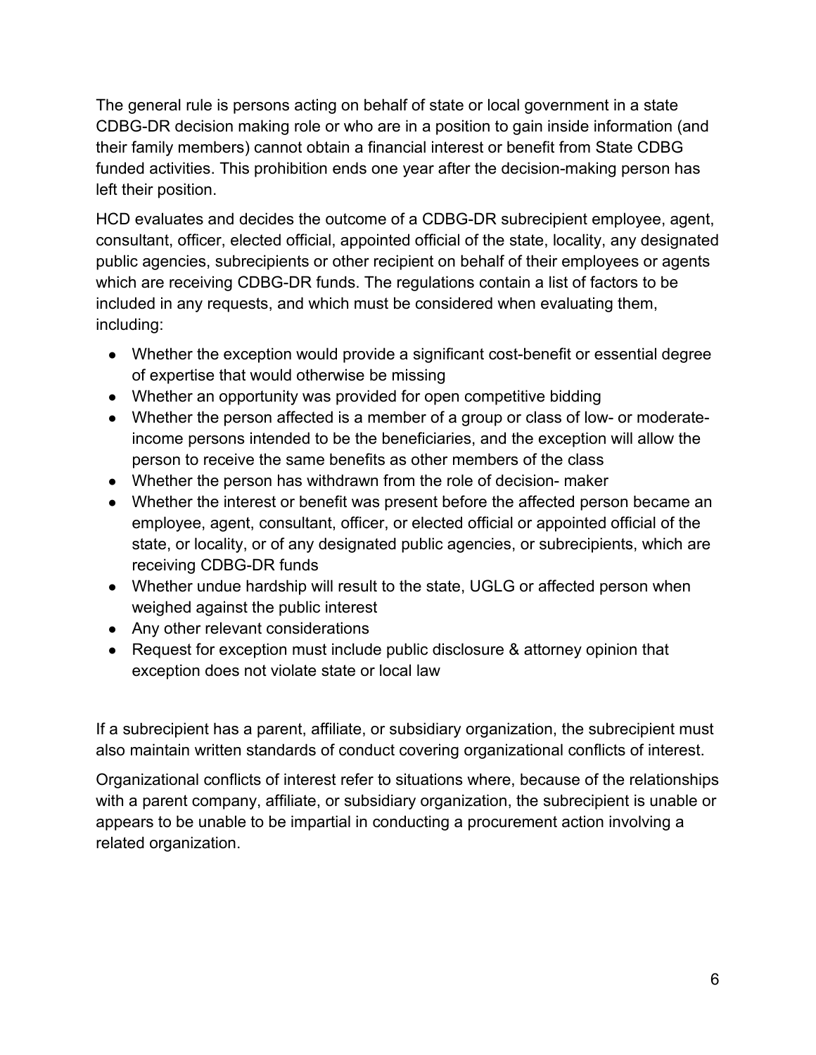The general rule is persons acting on behalf of state or local government in a state CDBG-DR decision making role or who are in a position to gain inside information (and their family members) cannot obtain a financial interest or benefit from State CDBG funded activities. This prohibition ends one year after the decision-making person has left their position.

HCD evaluates and decides the outcome of a CDBG-DR subrecipient employee, agent, consultant, officer, elected official, appointed official of the state, locality, any designated public agencies, subrecipients or other recipient on behalf of their employees or agents which are receiving CDBG-DR funds. The regulations contain a list of factors to be included in any requests, and which must be considered when evaluating them, including:

- Whether the exception would provide a significant cost-benefit or essential degree of expertise that would otherwise be missing
- Whether an opportunity was provided for open competitive bidding
- Whether the person affected is a member of a group or class of low- or moderate-income persons intended to be the beneficiaries, and the exception will allow the person to receive the same benefits as other members of the class
- Whether the person has withdrawn from the role of decision- maker
- Whether the interest or benefit was present before the affected person became an employee, agent, consultant, officer, or elected official or appointed official of the state, or locality, or of any designated public agencies, or subrecipients, which are receiving CDBG-DR funds
- Whether undue hardship will result to the state, UGLG or affected person when weighed against the public interest
- Any other relevant considerations
- Request for exception must include public disclosure & attorney opinion that exception does not violate state or local law

If a subrecipient has a parent, affiliate, or subsidiary organization, the subrecipient must also maintain written standards of conduct covering organizational conflicts of interest.

Organizational conflicts of interest refer to situations where, because of the relationships with a parent company, affiliate, or subsidiary organization, the subrecipient is unable or appears to be unable to be impartial in conducting a procurement action involving a related organization.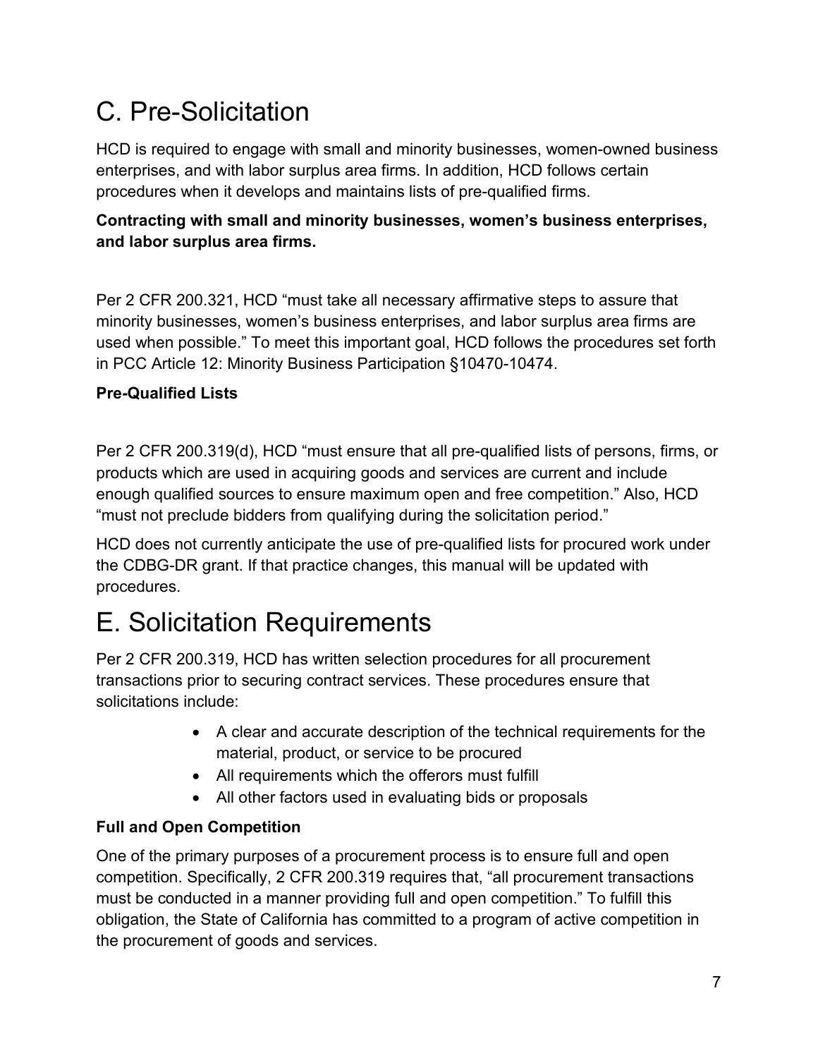# C. Pre-Solicitation

HCD is required to engage with small and minority businesses, women-owned business enterprises, and with labor surplus area firms. In addition, HCD follows certain procedures when it develops and maintains lists of pre-qualified firms.

**Contracting with small and minority businesses, women's business enterprises, and labor surplus area firms.**

Per 2 CFR 200.321, HCD "must take all necessary affirmative steps to assure that minority businesses, women's business enterprises, and labor surplus area firms are used when possible." To meet this important goal, HCD follows the procedures set forth in PCC Article 12: Minority Business Participation §10470-10474.

**Pre-Qualified Lists**

Per 2 CFR 200.319(d), HCD "must ensure that all pre-qualified lists of persons, firms, or products which are used in acquiring goods and services are current and include enough qualified sources to ensure maximum open and free competition." Also, HCD "must not preclude bidders from qualifying during the solicitation period."

HCD does not currently anticipate the use of pre-qualified lists for procured work under the CDBG-DR grant. If that practice changes, this manual will be updated with procedures.

# E. Solicitation Requirements

Per 2 CFR 200.319, HCD has written selection procedures for all procurement transactions prior to securing contract services. These procedures ensure that solicitations include:

- A clear and accurate description of the technical requirements for the material, product, or service to be procured
- All requirements which the offerors must fulfill
- All other factors used in evaluating bids or proposals

**Full and Open Competition**

One of the primary purposes of a procurement process is to ensure full and open competition. Specifically, 2 CFR 200.319 requires that, "all procurement transactions must be conducted in a manner providing full and open competition." To fulfill this obligation, the State of California has committed to a program of active competition in the procurement of goods and services.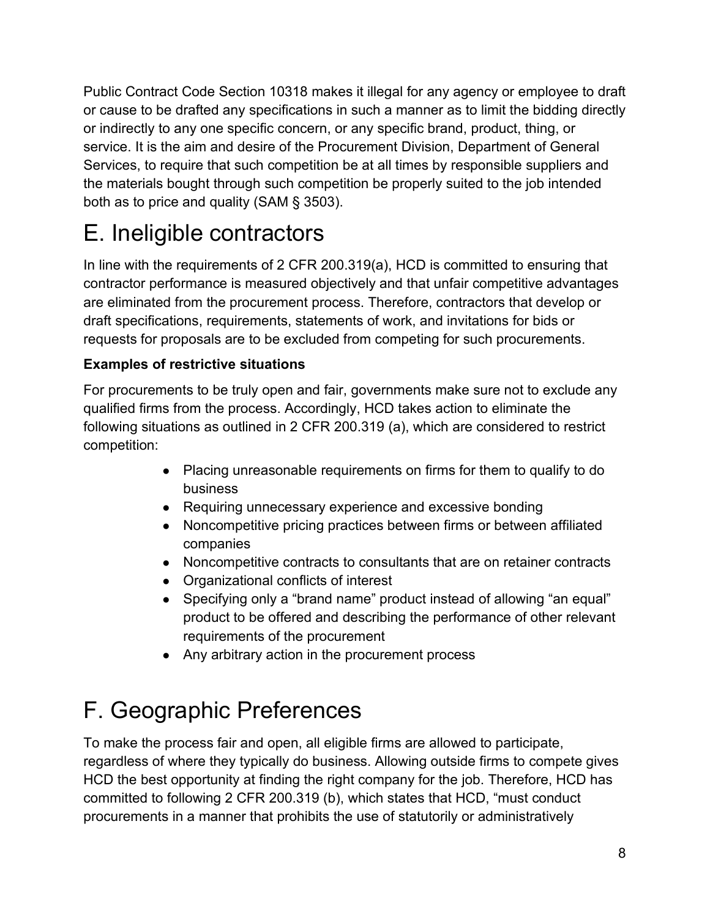Public Contract Code Section 10318 makes it illegal for any agency or employee to draft or cause to be drafted any specifications in such a manner as to limit the bidding directly or indirectly to any one specific concern, or any specific brand, product, thing, or service. It is the aim and desire of the Procurement Division, Department of General Services, to require that such competition be at all times by responsible suppliers and the materials bought through such competition be properly suited to the job intended both as to price and quality (SAM § 3503).

# E. Ineligible contractors

In line with the requirements of 2 CFR 200.319(a), HCD is committed to ensuring that contractor performance is measured objectively and that unfair competitive advantages are eliminated from the procurement process. Therefore, contractors that develop or draft specifications, requirements, statements of work, and invitations for bids or requests for proposals are to be excluded from competing for such procurements.

**Examples of restrictive situations**

For procurements to be truly open and fair, governments make sure not to exclude any qualified firms from the process. Accordingly, HCD takes action to eliminate the following situations as outlined in 2 CFR 200.319 (a), which are considered to restrict competition:

- Placing unreasonable requirements on firms for them to qualify to do business
- Requiring unnecessary experience and excessive bonding
- Noncompetitive pricing practices between firms or between affiliated companies
- Noncompetitive contracts to consultants that are on retainer contracts
- Organizational conflicts of interest
- Specifying only a “brand name” product instead of allowing “an equal” product to be offered and describing the performance of other relevant requirements of the procurement
- Any arbitrary action in the procurement process

# F. Geographic Preferences

To make the process fair and open, all eligible firms are allowed to participate, regardless of where they typically do business. Allowing outside firms to compete gives HCD the best opportunity at finding the right company for the job. Therefore, HCD has committed to following 2 CFR 200.319 (b), which states that HCD, “must conduct procurements in a manner that prohibits the use of statutorily or administratively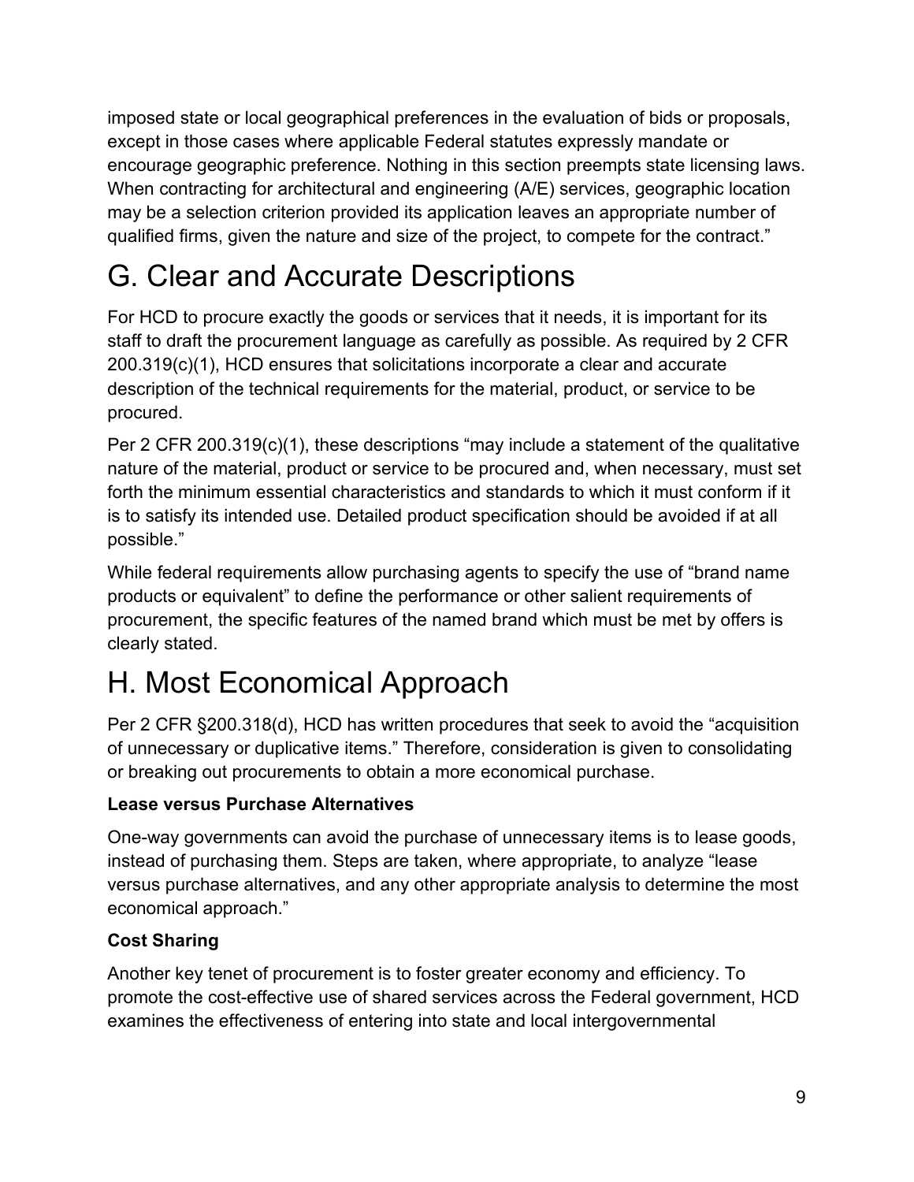imposed state or local geographical preferences in the evaluation of bids or proposals, except in those cases where applicable Federal statutes expressly mandate or encourage geographic preference. Nothing in this section preempts state licensing laws. When contracting for architectural and engineering (A/E) services, geographic location may be a selection criterion provided its application leaves an appropriate number of qualified firms, given the nature and size of the project, to compete for the contract."

# G. Clear and Accurate Descriptions

For HCD to procure exactly the goods or services that it needs, it is important for its staff to draft the procurement language as carefully as possible. As required by 2 CFR 200.319(c)(1), HCD ensures that solicitations incorporate a clear and accurate description of the technical requirements for the material, product, or service to be procured.

Per 2 CFR 200.319(c)(1), these descriptions "may include a statement of the qualitative nature of the material, product or service to be procured and, when necessary, must set forth the minimum essential characteristics and standards to which it must conform if it is to satisfy its intended use. Detailed product specification should be avoided if at all possible."

While federal requirements allow purchasing agents to specify the use of "brand name products or equivalent" to define the performance or other salient requirements of procurement, the specific features of the named brand which must be met by offers is clearly stated.

# H. Most Economical Approach

Per 2 CFR §200.318(d), HCD has written procedures that seek to avoid the "acquisition of unnecessary or duplicative items." Therefore, consideration is given to consolidating or breaking out procurements to obtain a more economical purchase.

**Lease versus Purchase Alternatives**

One-way governments can avoid the purchase of unnecessary items is to lease goods, instead of purchasing them. Steps are taken, where appropriate, to analyze "lease versus purchase alternatives, and any other appropriate analysis to determine the most economical approach."

**Cost Sharing**

Another key tenet of procurement is to foster greater economy and efficiency. To promote the cost-effective use of shared services across the Federal government, HCD examines the effectiveness of entering into state and local intergovernmental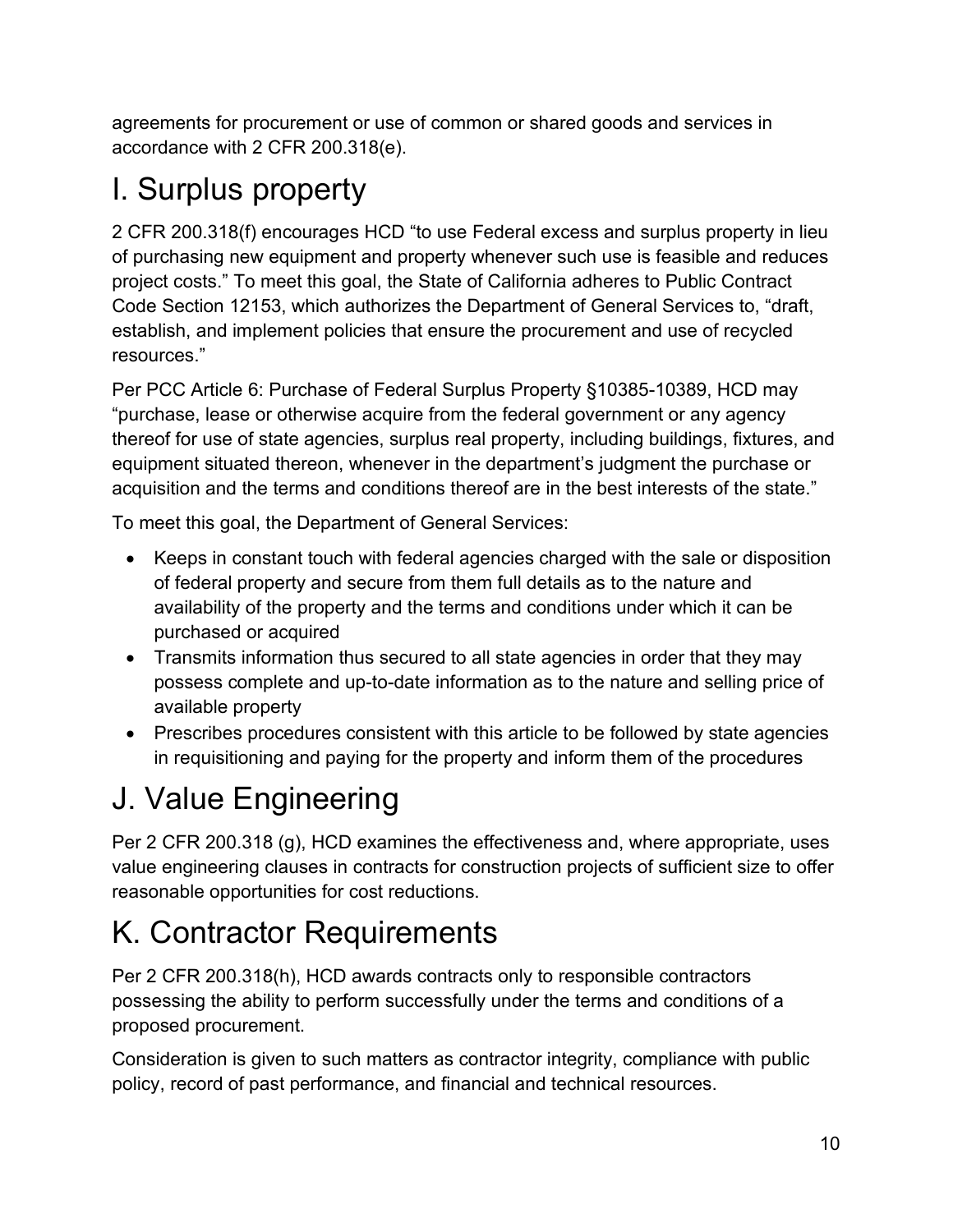agreements for procurement or use of common or shared goods and services in accordance with 2 CFR 200.318(e).

# I. Surplus property

2 CFR 200.318(f) encourages HCD "to use Federal excess and surplus property in lieu of purchasing new equipment and property whenever such use is feasible and reduces project costs." To meet this goal, the State of California adheres to Public Contract Code Section 12153, which authorizes the Department of General Services to, "draft, establish, and implement policies that ensure the procurement and use of recycled resources."

Per PCC Article 6: Purchase of Federal Surplus Property §10385-10389, HCD may "purchase, lease or otherwise acquire from the federal government or any agency thereof for use of state agencies, surplus real property, including buildings, fixtures, and equipment situated thereon, whenever in the department's judgment the purchase or acquisition and the terms and conditions thereof are in the best interests of the state."

To meet this goal, the Department of General Services:

- Keeps in constant touch with federal agencies charged with the sale or disposition of federal property and secure from them full details as to the nature and availability of the property and the terms and conditions under which it can be purchased or acquired
- Transmits information thus secured to all state agencies in order that they may possess complete and up-to-date information as to the nature and selling price of available property
- Prescribes procedures consistent with this article to be followed by state agencies in requisitioning and paying for the property and inform them of the procedures

# J. Value Engineering

Per 2 CFR 200.318 (g), HCD examines the effectiveness and, where appropriate, uses value engineering clauses in contracts for construction projects of sufficient size to offer reasonable opportunities for cost reductions.

# K. Contractor Requirements

Per 2 CFR 200.318(h), HCD awards contracts only to responsible contractors possessing the ability to perform successfully under the terms and conditions of a proposed procurement.

Consideration is given to such matters as contractor integrity, compliance with public policy, record of past performance, and financial and technical resources.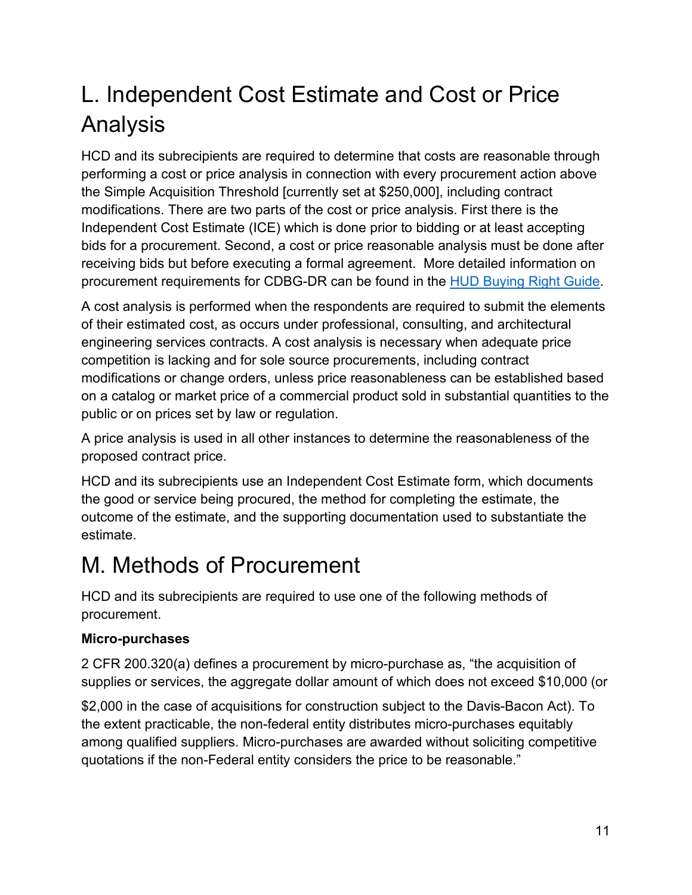## L. Independent Cost Estimate and Cost or Price Analysis

HCD and its subrecipients are required to determine that costs are reasonable through performing a cost or price analysis in connection with every procurement action above the Simple Acquisition Threshold [currently set at $250,000], including contract modifications. There are two parts of the cost or price analysis. First there is the Independent Cost Estimate (ICE) which is done prior to bidding or at least accepting bids for a procurement. Second, a cost or price reasonable analysis must be done after receiving bids but before executing a formal agreement. More detailed information on procurement requirements for CDBG-DR can be found in the [HUD Buying Right Guide](HUD Buying Right Guide).

A cost analysis is performed when the respondents are required to submit the elements of their estimated cost, as occurs under professional, consulting, and architectural engineering services contracts. A cost analysis is necessary when adequate price competition is lacking and for sole source procurements, including contract modifications or change orders, unless price reasonableness can be established based on a catalog or market price of a commercial product sold in substantial quantities to the public or on prices set by law or regulation.

A price analysis is used in all other instances to determine the reasonableness of the proposed contract price.

HCD and its subrecipients use an Independent Cost Estimate form, which documents the good or service being procured, the method for completing the estimate, the outcome of the estimate, and the supporting documentation used to substantiate the estimate.

## M. Methods of Procurement

HCD and its subrecipients are required to use one of the following methods of procurement.

**Micro-purchases**

2 CFR 200.320(a) defines a procurement by micro-purchase as, “the acquisition of supplies or services, the aggregate dollar amount of which does not exceed $10,000 (or $2,000 in the case of acquisitions for construction subject to the Davis-Bacon Act). To the extent practicable, the non-federal entity distributes micro-purchases equitably among qualified suppliers. Micro-purchases are awarded without soliciting competitive quotations if the non-Federal entity considers the price to be reasonable.”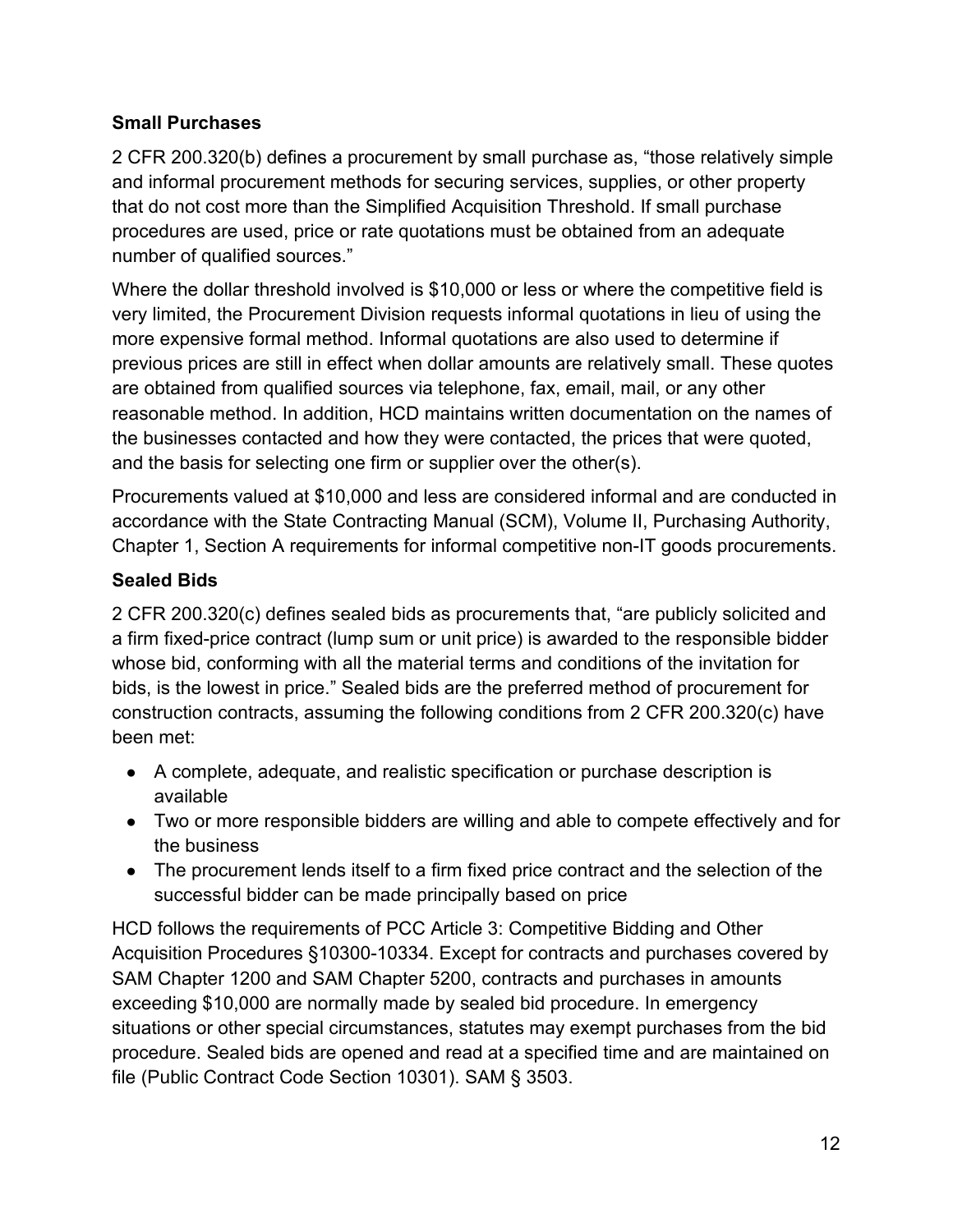### Small Purchases

2 CFR 200.320(b) defines a procurement by small purchase as, “those relatively simple and informal procurement methods for securing services, supplies, or other property that do not cost more than the Simplified Acquisition Threshold. If small purchase procedures are used, price or rate quotations must be obtained from an adequate number of qualified sources.”

Where the dollar threshold involved is $10,000 or less or where the competitive field is very limited, the Procurement Division requests informal quotations in lieu of using the more expensive formal method. Informal quotations are also used to determine if previous prices are still in effect when dollar amounts are relatively small. These quotes are obtained from qualified sources via telephone, fax, email, mail, or any other reasonable method. In addition, HCD maintains written documentation on the names of the businesses contacted and how they were contacted, the prices that were quoted, and the basis for selecting one firm or supplier over the other(s).

Procurements valued at $10,000 and less are considered informal and are conducted in accordance with the State Contracting Manual (SCM), Volume II, Purchasing Authority, Chapter 1, Section A requirements for informal competitive non-IT goods procurements.

### Sealed Bids

2 CFR 200.320(c) defines sealed bids as procurements that, “are publicly solicited and a firm fixed-price contract (lump sum or unit price) is awarded to the responsible bidder whose bid, conforming with all the material terms and conditions of the invitation for bids, is the lowest in price.” Sealed bids are the preferred method of procurement for construction contracts, assuming the following conditions from 2 CFR 200.320(c) have been met:

- A complete, adequate, and realistic specification or purchase description is available
- Two or more responsible bidders are willing and able to compete effectively and for the business
- The procurement lends itself to a firm fixed price contract and the selection of the successful bidder can be made principally based on price

HCD follows the requirements of PCC Article 3: Competitive Bidding and Other Acquisition Procedures §10300-10334. Except for contracts and purchases covered by SAM Chapter 1200 and SAM Chapter 5200, contracts and purchases in amounts exceeding $10,000 are normally made by sealed bid procedure. In emergency situations or other special circumstances, statutes may exempt purchases from the bid procedure. Sealed bids are opened and read at a specified time and are maintained on file (Public Contract Code Section 10301). SAM § 3503.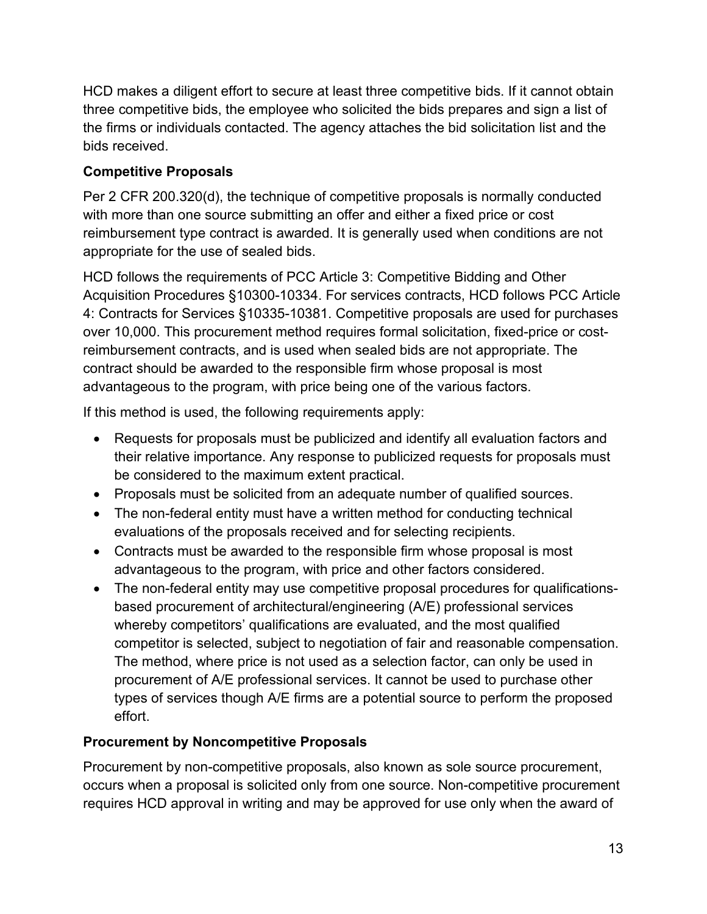HCD makes a diligent effort to secure at least three competitive bids. If it cannot obtain three competitive bids, the employee who solicited the bids prepares and sign a list of the firms or individuals contacted. The agency attaches the bid solicitation list and the bids received.

**Competitive Proposals**

Per 2 CFR 200.320(d), the technique of competitive proposals is normally conducted with more than one source submitting an offer and either a fixed price or cost reimbursement type contract is awarded. It is generally used when conditions are not appropriate for the use of sealed bids.

HCD follows the requirements of PCC Article 3: Competitive Bidding and Other Acquisition Procedures §10300-10334. For services contracts, HCD follows PCC Article 4: Contracts for Services §10335-10381. Competitive proposals are used for purchases over 10,000. This procurement method requires formal solicitation, fixed-price or cost-reimbursement contracts, and is used when sealed bids are not appropriate. The contract should be awarded to the responsible firm whose proposal is most advantageous to the program, with price being one of the various factors.

If this method is used, the following requirements apply:

- Requests for proposals must be publicized and identify all evaluation factors and their relative importance. Any response to publicized requests for proposals must be considered to the maximum extent practical.
- Proposals must be solicited from an adequate number of qualified sources.
- The non-federal entity must have a written method for conducting technical evaluations of the proposals received and for selecting recipients.
- Contracts must be awarded to the responsible firm whose proposal is most advantageous to the program, with price and other factors considered.
- The non-federal entity may use competitive proposal procedures for qualifications-based procurement of architectural/engineering (A/E) professional services whereby competitors' qualifications are evaluated, and the most qualified competitor is selected, subject to negotiation of fair and reasonable compensation. The method, where price is not used as a selection factor, can only be used in procurement of A/E professional services. It cannot be used to purchase other types of services though A/E firms are a potential source to perform the proposed effort.

**Procurement by Noncompetitive Proposals**

Procurement by non-competitive proposals, also known as sole source procurement, occurs when a proposal is solicited only from one source. Non-competitive procurement requires HCD approval in writing and may be approved for use only when the award of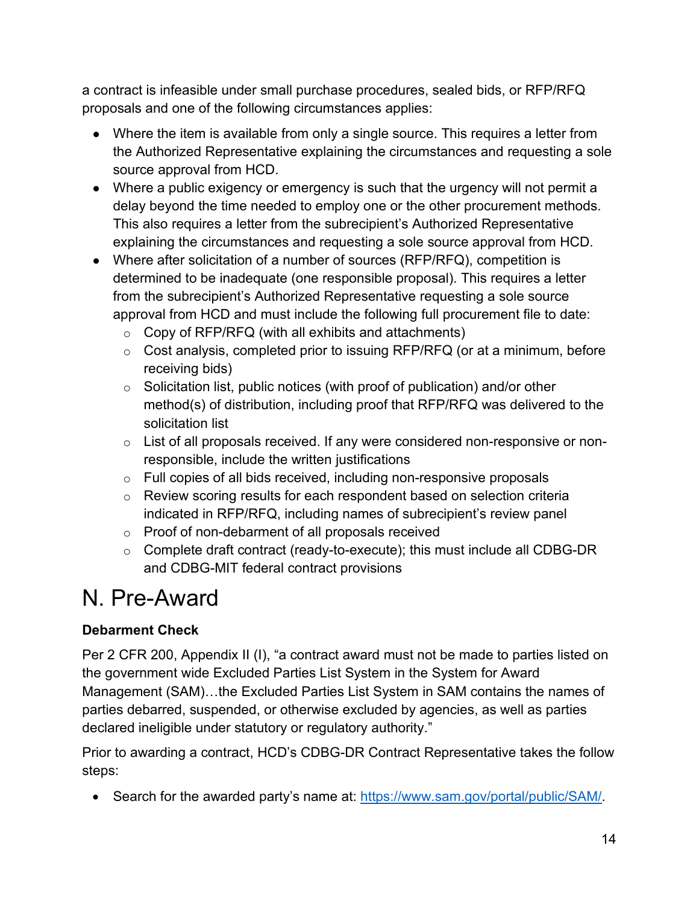a contract is infeasible under small purchase procedures, sealed bids, or RFP/RFQ proposals and one of the following circumstances applies:

- Where the item is available from only a single source. This requires a letter from the Authorized Representative explaining the circumstances and requesting a sole source approval from HCD.
- Where a public exigency or emergency is such that the urgency will not permit a delay beyond the time needed to employ one or the other procurement methods. This also requires a letter from the subrecipient's Authorized Representative explaining the circumstances and requesting a sole source approval from HCD.
- Where after solicitation of a number of sources (RFP/RFQ), competition is determined to be inadequate (one responsible proposal). This requires a letter from the subrecipient's Authorized Representative requesting a sole source approval from HCD and must include the following full procurement file to date:
  - Copy of RFP/RFQ (with all exhibits and attachments)
  - Cost analysis, completed prior to issuing RFP/RFQ (or at a minimum, before receiving bids)
  - Solicitation list, public notices (with proof of publication) and/or other method(s) of distribution, including proof that RFP/RFQ was delivered to the solicitation list
  - List of all proposals received. If any were considered non-responsive or non-responsible, include the written justifications
  - Full copies of all bids received, including non-responsive proposals
  - Review scoring results for each respondent based on selection criteria indicated in RFP/RFQ, including names of subrecipient's review panel
  - Proof of non-debarment of all proposals received
  - Complete draft contract (ready-to-execute); this must include all CDBG-DR and CDBG-MIT federal contract provisions

# N. Pre-Award

**Debarment Check**

Per 2 CFR 200, Appendix II (I), "a contract award must not be made to parties listed on the government wide Excluded Parties List System in the System for Award Management (SAM)…the Excluded Parties List System in SAM contains the names of parties debarred, suspended, or otherwise excluded by agencies, as well as parties declared ineligible under statutory or regulatory authority."

Prior to awarding a contract, HCD's CDBG-DR Contract Representative takes the follow steps:

- Search for the awarded party's name at: [https://www.sam.gov/portal/public/SAM/](https://www.sam.gov/portal/public/SAM/).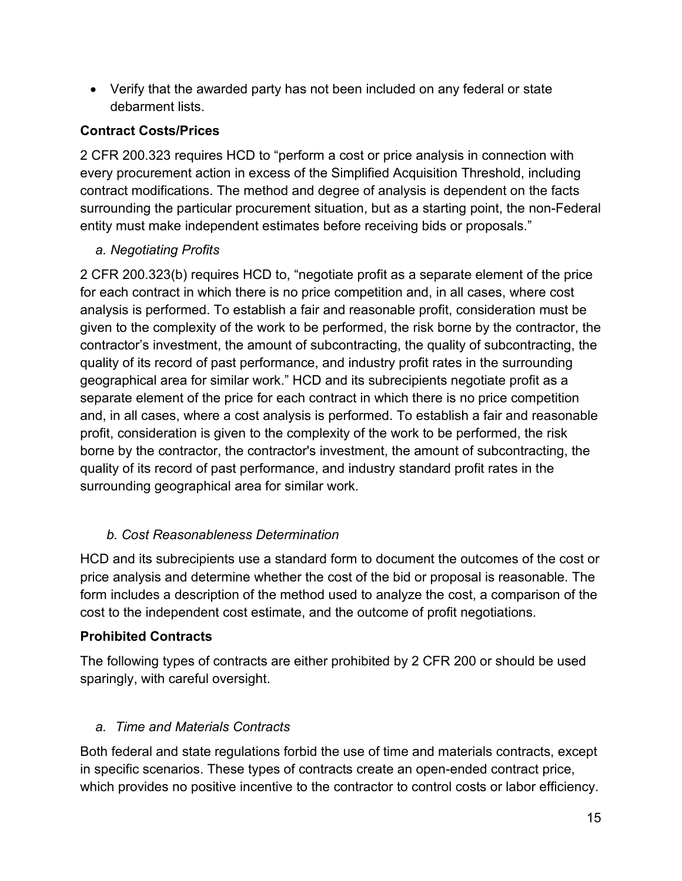- Verify that the awarded party has not been included on any federal or state debarment lists.

**Contract Costs/Prices**

2 CFR 200.323 requires HCD to "perform a cost or price analysis in connection with every procurement action in excess of the Simplified Acquisition Threshold, including contract modifications. The method and degree of analysis is dependent on the facts surrounding the particular procurement situation, but as a starting point, the non-Federal entity must make independent estimates before receiving bids or proposals."

*a. Negotiating Profits*

2 CFR 200.323(b) requires HCD to, "negotiate profit as a separate element of the price for each contract in which there is no price competition and, in all cases, where cost analysis is performed. To establish a fair and reasonable profit, consideration must be given to the complexity of the work to be performed, the risk borne by the contractor, the contractor's investment, the amount of subcontracting, the quality of subcontracting, the quality of its record of past performance, and industry profit rates in the surrounding geographical area for similar work." HCD and its subrecipients negotiate profit as a separate element of the price for each contract in which there is no price competition and, in all cases, where a cost analysis is performed. To establish a fair and reasonable profit, consideration is given to the complexity of the work to be performed, the risk borne by the contractor, the contractor's investment, the amount of subcontracting, the quality of its record of past performance, and industry standard profit rates in the surrounding geographical area for similar work.

*b. Cost Reasonableness Determination*

HCD and its subrecipients use a standard form to document the outcomes of the cost or price analysis and determine whether the cost of the bid or proposal is reasonable. The form includes a description of the method used to analyze the cost, a comparison of the cost to the independent cost estimate, and the outcome of profit negotiations.

**Prohibited Contracts**

The following types of contracts are either prohibited by 2 CFR 200 or should be used sparingly, with careful oversight.

*a. Time and Materials Contracts*

Both federal and state regulations forbid the use of time and materials contracts, except in specific scenarios. These types of contracts create an open-ended contract price, which provides no positive incentive to the contractor to control costs or labor efficiency.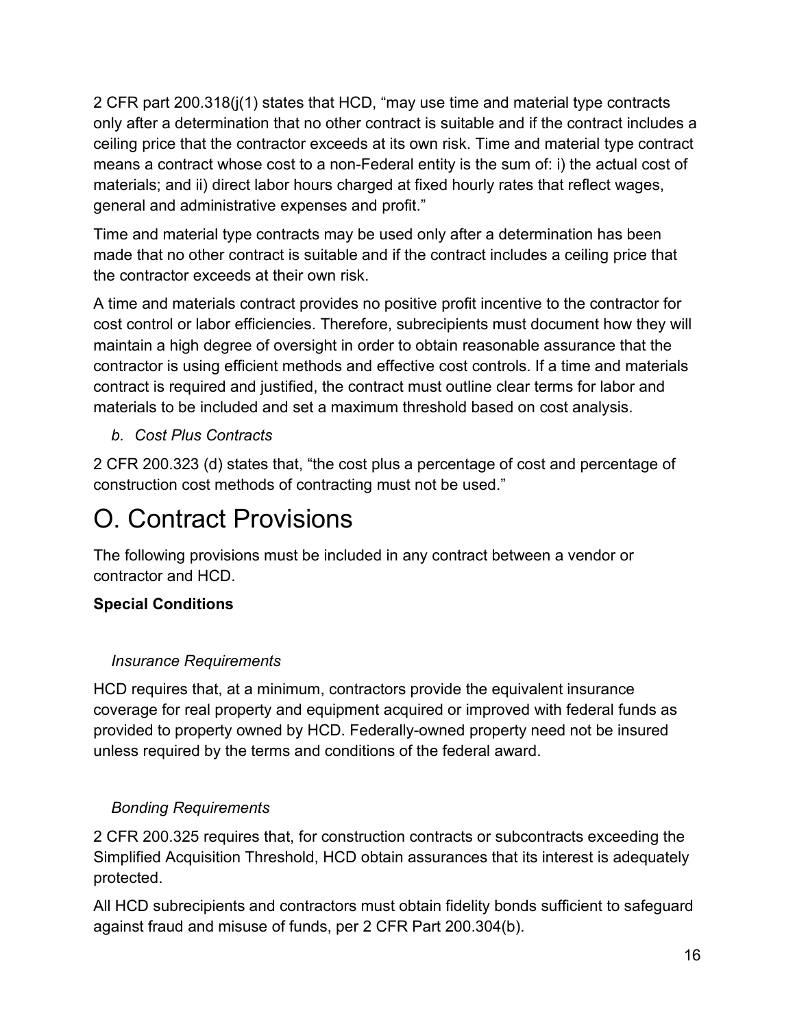2 CFR part 200.318(j(1) states that HCD, “may use time and material type contracts only after a determination that no other contract is suitable and if the contract includes a ceiling price that the contractor exceeds at its own risk. Time and material type contract means a contract whose cost to a non-Federal entity is the sum of: i) the actual cost of materials; and ii) direct labor hours charged at fixed hourly rates that reflect wages, general and administrative expenses and profit.”

Time and material type contracts may be used only after a determination has been made that no other contract is suitable and if the contract includes a ceiling price that the contractor exceeds at their own risk.

A time and materials contract provides no positive profit incentive to the contractor for cost control or labor efficiencies. Therefore, subrecipients must document how they will maintain a high degree of oversight in order to obtain reasonable assurance that the contractor is using efficient methods and effective cost controls. If a time and materials contract is required and justified, the contract must outline clear terms for labor and materials to be included and set a maximum threshold based on cost analysis.

*b. Cost Plus Contracts*

2 CFR 200.323 (d) states that, “the cost plus a percentage of cost and percentage of construction cost methods of contracting must not be used.”

# O. Contract Provisions

The following provisions must be included in any contract between a vendor or contractor and HCD.

**Special Conditions**

*Insurance Requirements*

HCD requires that, at a minimum, contractors provide the equivalent insurance coverage for real property and equipment acquired or improved with federal funds as provided to property owned by HCD. Federally-owned property need not be insured unless required by the terms and conditions of the federal award.

*Bonding Requirements*

2 CFR 200.325 requires that, for construction contracts or subcontracts exceeding the Simplified Acquisition Threshold, HCD obtain assurances that its interest is adequately protected.

All HCD subrecipients and contractors must obtain fidelity bonds sufficient to safeguard against fraud and misuse of funds, per 2 CFR Part 200.304(b).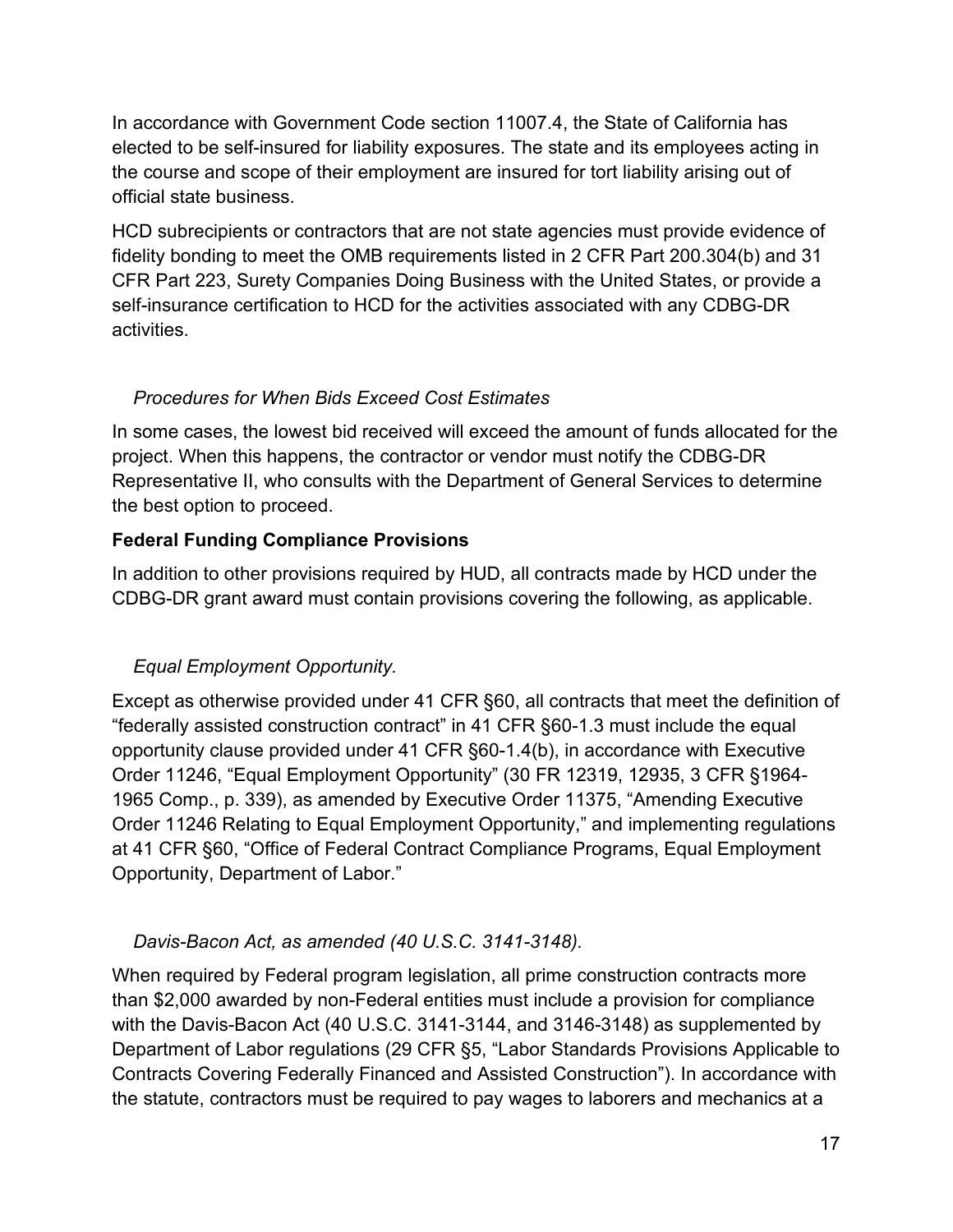In accordance with Government Code section 11007.4, the State of California has elected to be self-insured for liability exposures. The state and its employees acting in the course and scope of their employment are insured for tort liability arising out of official state business.

HCD subrecipients or contractors that are not state agencies must provide evidence of fidelity bonding to meet the OMB requirements listed in 2 CFR Part 200.304(b) and 31 CFR Part 223, Surety Companies Doing Business with the United States, or provide a self-insurance certification to HCD for the activities associated with any CDBG-DR activities.

*Procedures for When Bids Exceed Cost Estimates*

In some cases, the lowest bid received will exceed the amount of funds allocated for the project. When this happens, the contractor or vendor must notify the CDBG-DR Representative II, who consults with the Department of General Services to determine the best option to proceed.

**Federal Funding Compliance Provisions**

In addition to other provisions required by HUD, all contracts made by HCD under the CDBG-DR grant award must contain provisions covering the following, as applicable.

*Equal Employment Opportunity.*

Except as otherwise provided under 41 CFR §60, all contracts that meet the definition of "federally assisted construction contract" in 41 CFR §60-1.3 must include the equal opportunity clause provided under 41 CFR §60-1.4(b), in accordance with Executive Order 11246, "Equal Employment Opportunity" (30 FR 12319, 12935, 3 CFR §1964-1965 Comp., p. 339), as amended by Executive Order 11375, "Amending Executive Order 11246 Relating to Equal Employment Opportunity," and implementing regulations at 41 CFR §60, "Office of Federal Contract Compliance Programs, Equal Employment Opportunity, Department of Labor."

*Davis-Bacon Act, as amended (40 U.S.C. 3141-3148).*

When required by Federal program legislation, all prime construction contracts more than $2,000 awarded by non-Federal entities must include a provision for compliance with the Davis-Bacon Act (40 U.S.C. 3141-3144, and 3146-3148) as supplemented by Department of Labor regulations (29 CFR §5, "Labor Standards Provisions Applicable to Contracts Covering Federally Financed and Assisted Construction"). In accordance with the statute, contractors must be required to pay wages to laborers and mechanics at a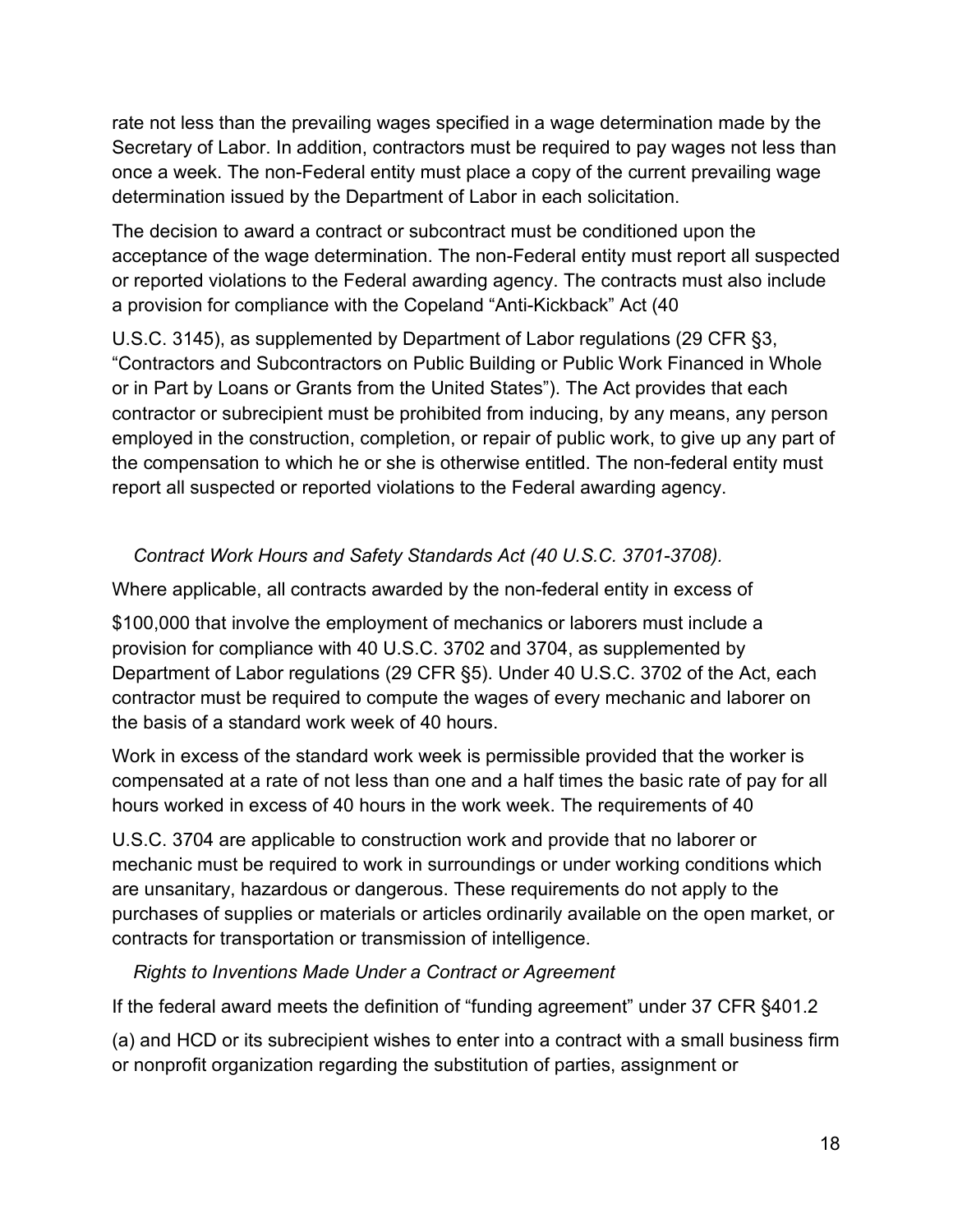rate not less than the prevailing wages specified in a wage determination made by the Secretary of Labor. In addition, contractors must be required to pay wages not less than once a week. The non-Federal entity must place a copy of the current prevailing wage determination issued by the Department of Labor in each solicitation.

The decision to award a contract or subcontract must be conditioned upon the acceptance of the wage determination. The non-Federal entity must report all suspected or reported violations to the Federal awarding agency. The contracts must also include a provision for compliance with the Copeland "Anti-Kickback" Act (40

U.S.C. 3145), as supplemented by Department of Labor regulations (29 CFR §3, "Contractors and Subcontractors on Public Building or Public Work Financed in Whole or in Part by Loans or Grants from the United States"). The Act provides that each contractor or subrecipient must be prohibited from inducing, by any means, any person employed in the construction, completion, or repair of public work, to give up any part of the compensation to which he or she is otherwise entitled. The non-federal entity must report all suspected or reported violations to the Federal awarding agency.

*Contract Work Hours and Safety Standards Act (40 U.S.C. 3701-3708).*

Where applicable, all contracts awarded by the non-federal entity in excess of

$100,000 that involve the employment of mechanics or laborers must include a provision for compliance with 40 U.S.C. 3702 and 3704, as supplemented by Department of Labor regulations (29 CFR §5). Under 40 U.S.C. 3702 of the Act, each contractor must be required to compute the wages of every mechanic and laborer on the basis of a standard work week of 40 hours.

Work in excess of the standard work week is permissible provided that the worker is compensated at a rate of not less than one and a half times the basic rate of pay for all hours worked in excess of 40 hours in the work week. The requirements of 40

U.S.C. 3704 are applicable to construction work and provide that no laborer or mechanic must be required to work in surroundings or under working conditions which are unsanitary, hazardous or dangerous. These requirements do not apply to the purchases of supplies or materials or articles ordinarily available on the open market, or contracts for transportation or transmission of intelligence.

*Rights to Inventions Made Under a Contract or Agreement*

If the federal award meets the definition of "funding agreement" under 37 CFR §401.2

(a) and HCD or its subrecipient wishes to enter into a contract with a small business firm or nonprofit organization regarding the substitution of parties, assignment or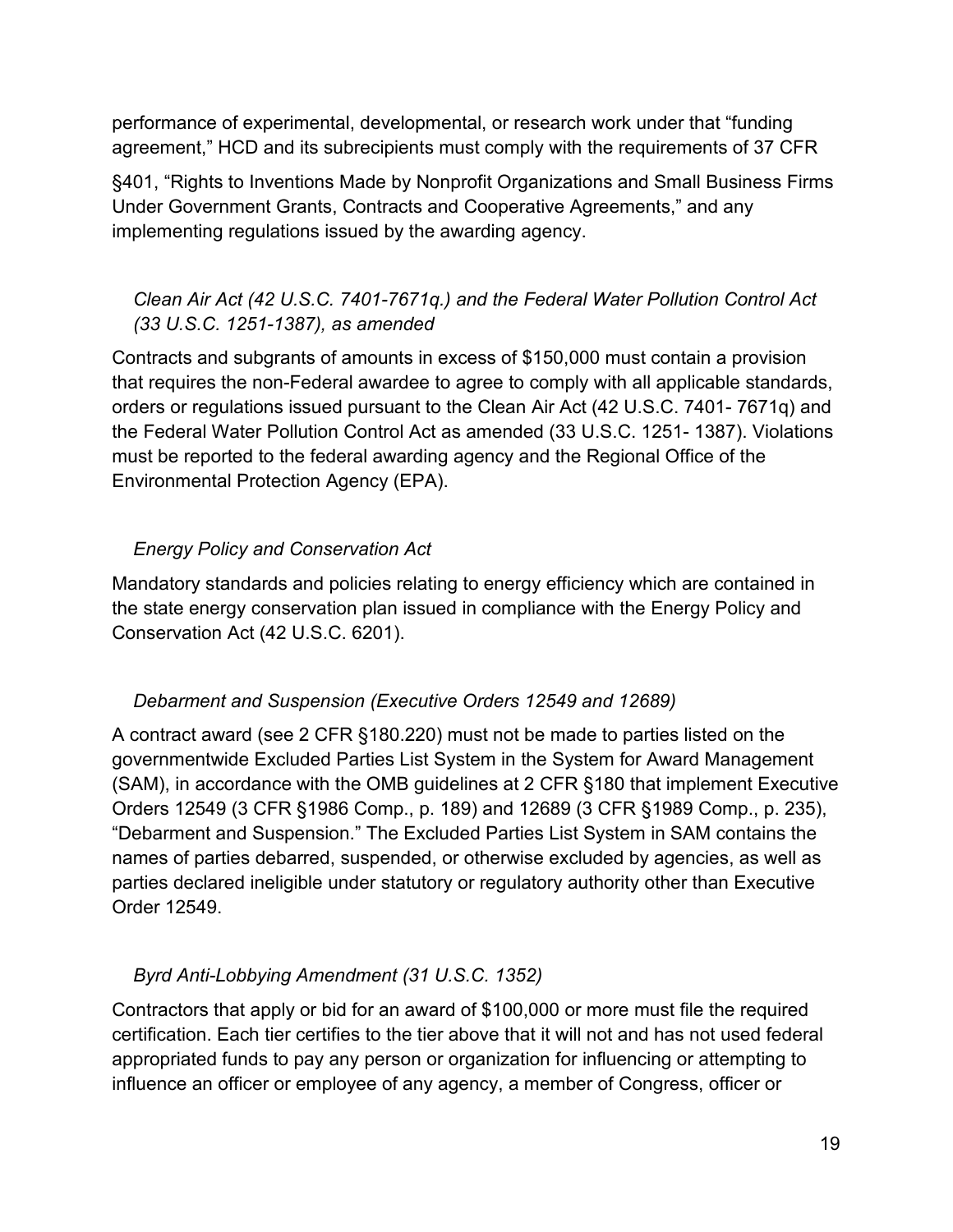performance of experimental, developmental, or research work under that "funding agreement," HCD and its subrecipients must comply with the requirements of 37 CFR

§401, "Rights to Inventions Made by Nonprofit Organizations and Small Business Firms Under Government Grants, Contracts and Cooperative Agreements," and any implementing regulations issued by the awarding agency.

### *Clean Air Act (42 U.S.C. 7401-7671q.) and the Federal Water Pollution Control Act (33 U.S.C. 1251-1387), as amended*

Contracts and subgrants of amounts in excess of $150,000 must contain a provision that requires the non-Federal awardee to agree to comply with all applicable standards, orders or regulations issued pursuant to the Clean Air Act (42 U.S.C. 7401- 7671q) and the Federal Water Pollution Control Act as amended (33 U.S.C. 1251- 1387). Violations must be reported to the federal awarding agency and the Regional Office of the Environmental Protection Agency (EPA).

### *Energy Policy and Conservation Act*

Mandatory standards and policies relating to energy efficiency which are contained in the state energy conservation plan issued in compliance with the Energy Policy and Conservation Act (42 U.S.C. 6201).

### *Debarment and Suspension (Executive Orders 12549 and 12689)*

A contract award (see 2 CFR §180.220) must not be made to parties listed on the governmentwide Excluded Parties List System in the System for Award Management (SAM), in accordance with the OMB guidelines at 2 CFR §180 that implement Executive Orders 12549 (3 CFR §1986 Comp., p. 189) and 12689 (3 CFR §1989 Comp., p. 235), "Debarment and Suspension." The Excluded Parties List System in SAM contains the names of parties debarred, suspended, or otherwise excluded by agencies, as well as parties declared ineligible under statutory or regulatory authority other than Executive Order 12549.

### *Byrd Anti-Lobbying Amendment (31 U.S.C. 1352)*

Contractors that apply or bid for an award of $100,000 or more must file the required certification. Each tier certifies to the tier above that it will not and has not used federal appropriated funds to pay any person or organization for influencing or attempting to influence an officer or employee of any agency, a member of Congress, officer or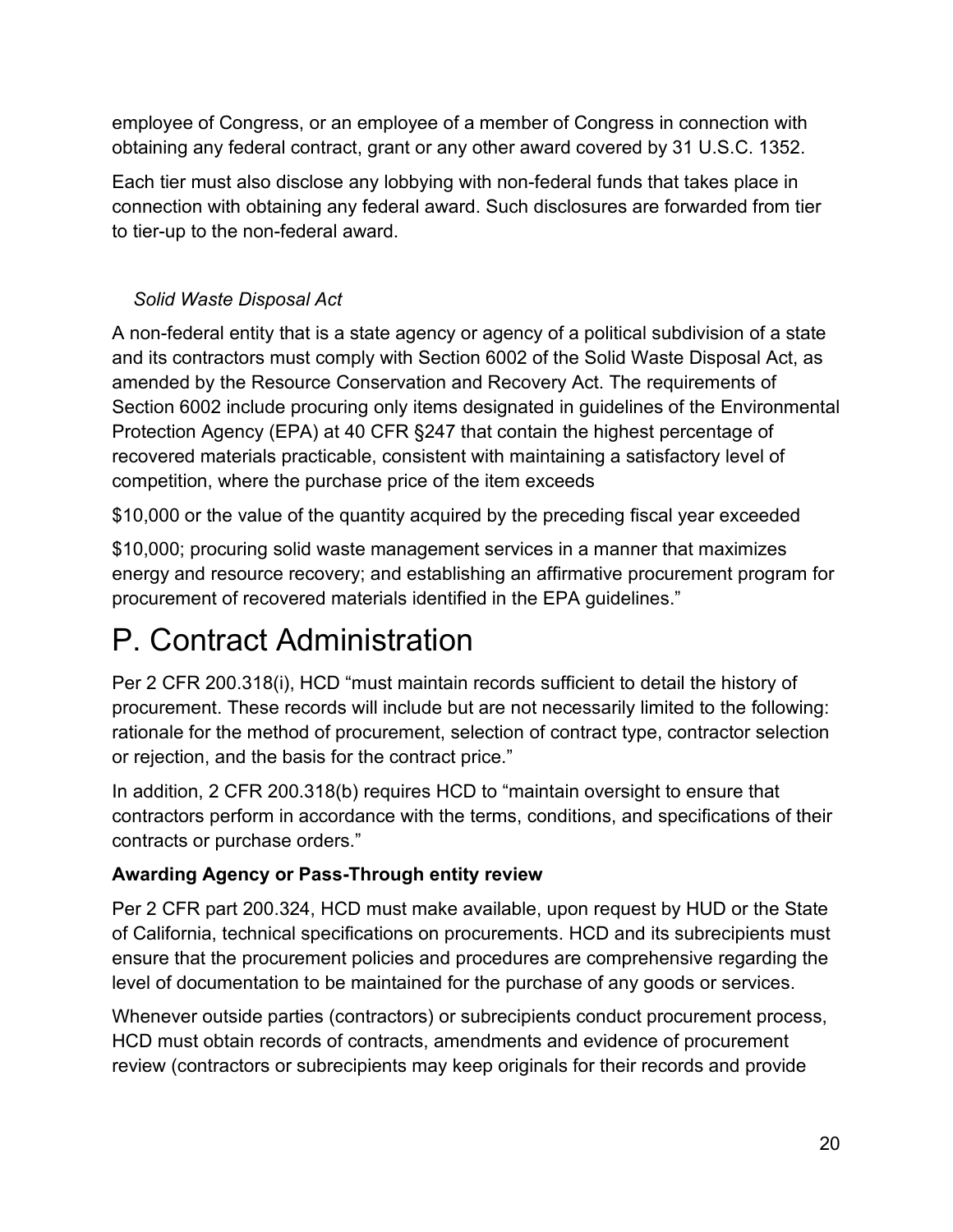employee of Congress, or an employee of a member of Congress in connection with obtaining any federal contract, grant or any other award covered by 31 U.S.C. 1352.

Each tier must also disclose any lobbying with non-federal funds that takes place in connection with obtaining any federal award. Such disclosures are forwarded from tier to tier-up to the non-federal award.

*Solid Waste Disposal Act*

A non-federal entity that is a state agency or agency of a political subdivision of a state and its contractors must comply with Section 6002 of the Solid Waste Disposal Act, as amended by the Resource Conservation and Recovery Act. The requirements of Section 6002 include procuring only items designated in guidelines of the Environmental Protection Agency (EPA) at 40 CFR §247 that contain the highest percentage of recovered materials practicable, consistent with maintaining a satisfactory level of competition, where the purchase price of the item exceeds

$10,000 or the value of the quantity acquired by the preceding fiscal year exceeded

$10,000; procuring solid waste management services in a manner that maximizes energy and resource recovery; and establishing an affirmative procurement program for procurement of recovered materials identified in the EPA guidelines."

# P. Contract Administration

Per 2 CFR 200.318(i), HCD "must maintain records sufficient to detail the history of procurement. These records will include but are not necessarily limited to the following: rationale for the method of procurement, selection of contract type, contractor selection or rejection, and the basis for the contract price."

In addition, 2 CFR 200.318(b) requires HCD to "maintain oversight to ensure that contractors perform in accordance with the terms, conditions, and specifications of their contracts or purchase orders."

**Awarding Agency or Pass-Through entity review**

Per 2 CFR part 200.324, HCD must make available, upon request by HUD or the State of California, technical specifications on procurements. HCD and its subrecipients must ensure that the procurement policies and procedures are comprehensive regarding the level of documentation to be maintained for the purchase of any goods or services.

Whenever outside parties (contractors) or subrecipients conduct procurement process, HCD must obtain records of contracts, amendments and evidence of procurement review (contractors or subrecipients may keep originals for their records and provide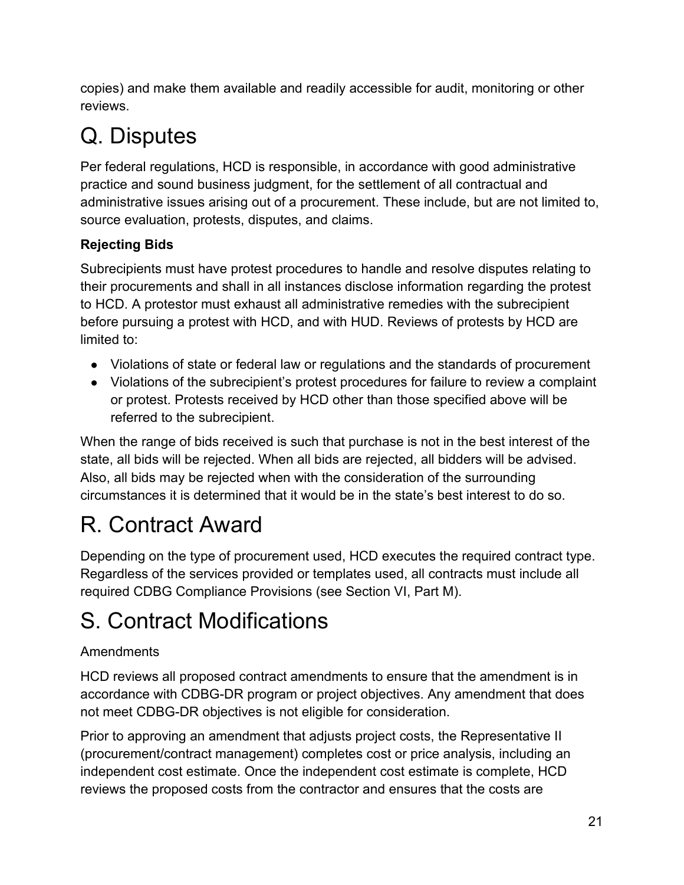copies) and make them available and readily accessible for audit, monitoring or other reviews.

# Q. Disputes

Per federal regulations, HCD is responsible, in accordance with good administrative practice and sound business judgment, for the settlement of all contractual and administrative issues arising out of a procurement. These include, but are not limited to, source evaluation, protests, disputes, and claims.

**Rejecting Bids**

Subrecipients must have protest procedures to handle and resolve disputes relating to their procurements and shall in all instances disclose information regarding the protest to HCD. A protestor must exhaust all administrative remedies with the subrecipient before pursuing a protest with HCD, and with HUD. Reviews of protests by HCD are limited to:

- Violations of state or federal law or regulations and the standards of procurement
- Violations of the subrecipient's protest procedures for failure to review a complaint or protest. Protests received by HCD other than those specified above will be referred to the subrecipient.

When the range of bids received is such that purchase is not in the best interest of the state, all bids will be rejected. When all bids are rejected, all bidders will be advised. Also, all bids may be rejected when with the consideration of the surrounding circumstances it is determined that it would be in the state's best interest to do so.

# R. Contract Award

Depending on the type of procurement used, HCD executes the required contract type. Regardless of the services provided or templates used, all contracts must include all required CDBG Compliance Provisions (see Section VI, Part M).

# S. Contract Modifications

Amendments

HCD reviews all proposed contract amendments to ensure that the amendment is in accordance with CDBG-DR program or project objectives. Any amendment that does not meet CDBG-DR objectives is not eligible for consideration.

Prior to approving an amendment that adjusts project costs, the Representative II (procurement/contract management) completes cost or price analysis, including an independent cost estimate. Once the independent cost estimate is complete, HCD reviews the proposed costs from the contractor and ensures that the costs are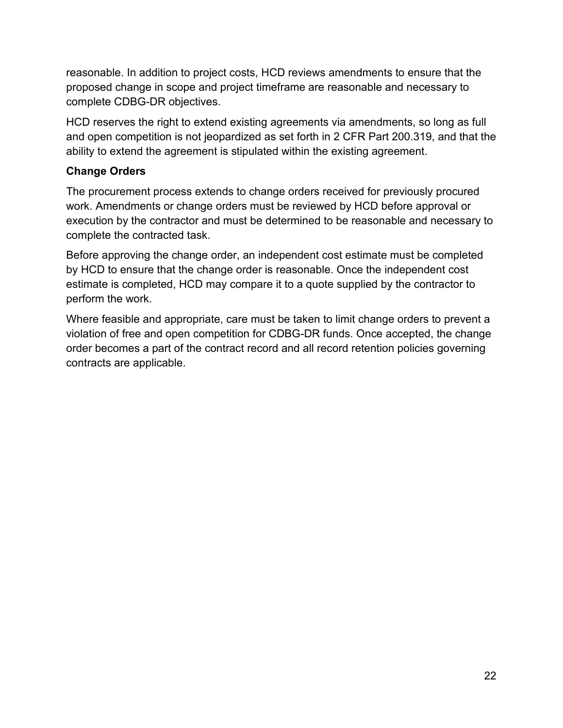reasonable. In addition to project costs, HCD reviews amendments to ensure that the proposed change in scope and project timeframe are reasonable and necessary to complete CDBG-DR objectives.

HCD reserves the right to extend existing agreements via amendments, so long as full and open competition is not jeopardized as set forth in 2 CFR Part 200.319, and that the ability to extend the agreement is stipulated within the existing agreement.

**Change Orders**

The procurement process extends to change orders received for previously procured work. Amendments or change orders must be reviewed by HCD before approval or execution by the contractor and must be determined to be reasonable and necessary to complete the contracted task.

Before approving the change order, an independent cost estimate must be completed by HCD to ensure that the change order is reasonable. Once the independent cost estimate is completed, HCD may compare it to a quote supplied by the contractor to perform the work.

Where feasible and appropriate, care must be taken to limit change orders to prevent a violation of free and open competition for CDBG-DR funds. Once accepted, the change order becomes a part of the contract record and all record retention policies governing contracts are applicable.